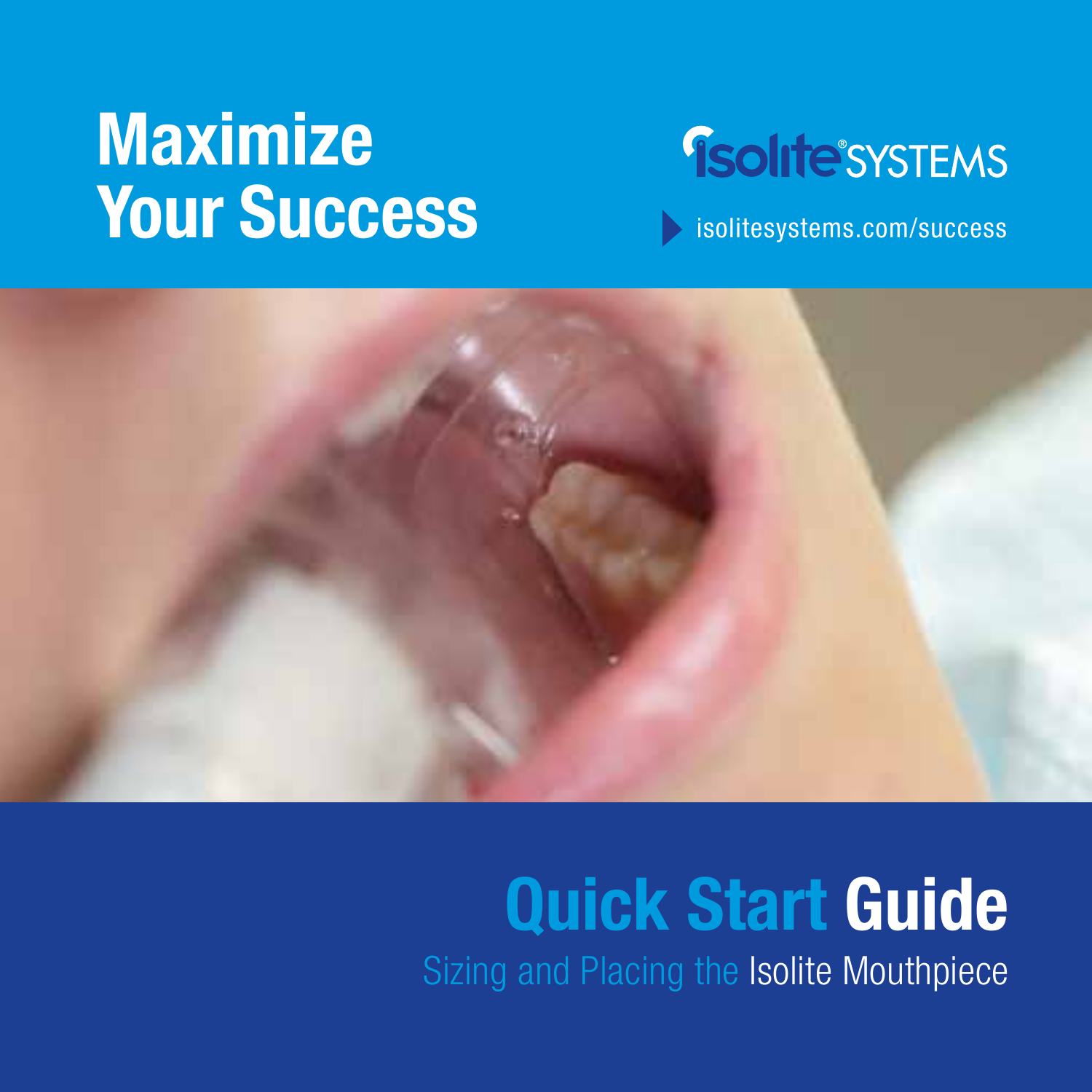# Maximize Your Success

Isolite® SYSTEMS

isolitesystems.com/success

# Quick Start Guide

Sizing and Placing the Isolite Mouthpiece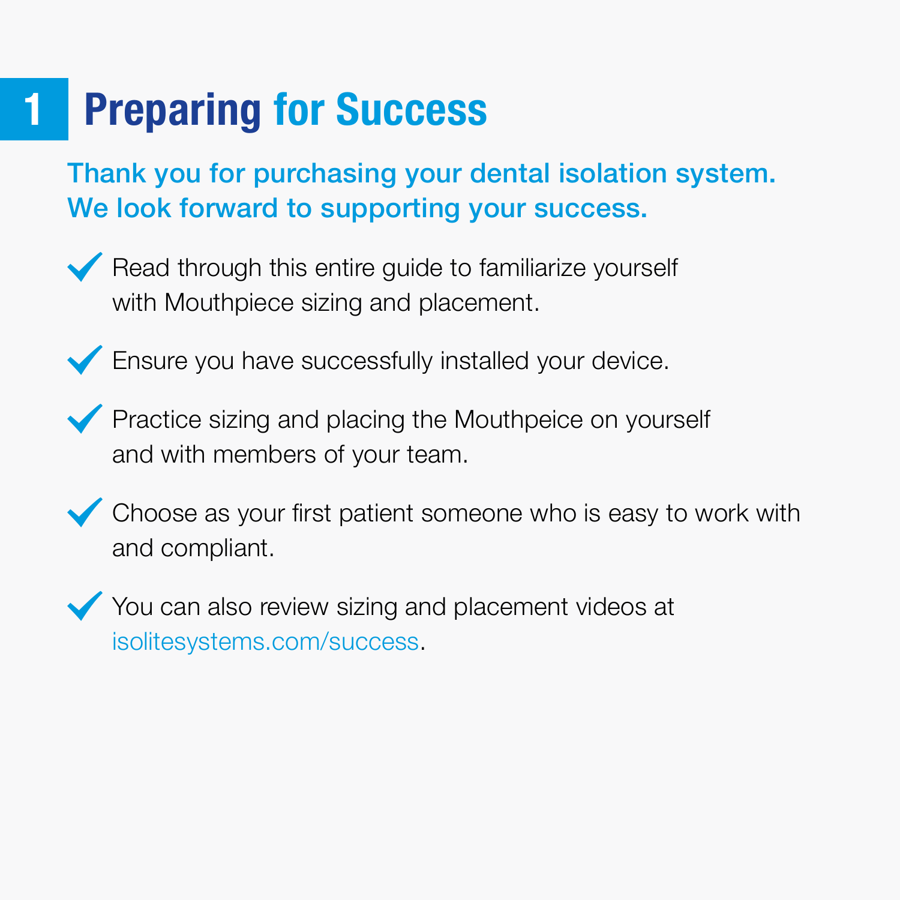# 1 Preparing for Success

**Thank you for purchasing your dental isolation system. We look forward to supporting your success.**

- ✓ Read through this entire guide to familiarize yourself with Mouthpiece sizing and placement.
- ✓ Ensure you have successfully installed your device.
- ✓ Practice sizing and placing the Mouthpeice on yourself and with members of your team.
- ✓ Choose as your first patient someone who is easy to work with and compliant.
- ✓ You can also review sizing and placement videos at isolitesystems.com/success.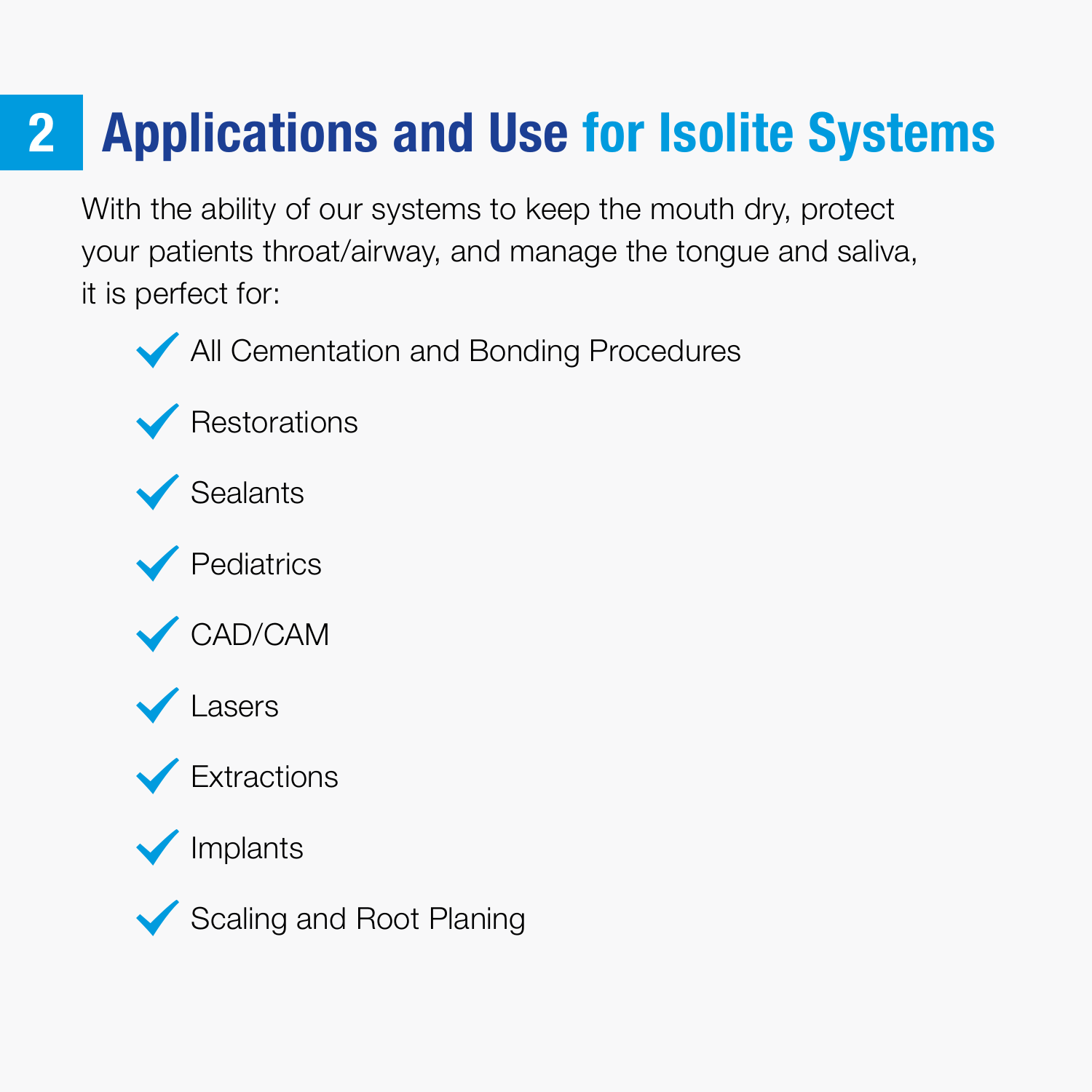## 2 Applications and Use for Isolite Systems

With the ability of our systems to keep the mouth dry, protect your patients throat/airway, and manage the tongue and saliva, it is perfect for:

- ✓ All Cementation and Bonding Procedures
- ✓ Restorations
- ✓ Sealants
- ✓ Pediatrics
- ✓ CAD/CAM
- ✓ Lasers
- ✓ Extractions
- ✓ Implants
- ✓ Scaling and Root Planing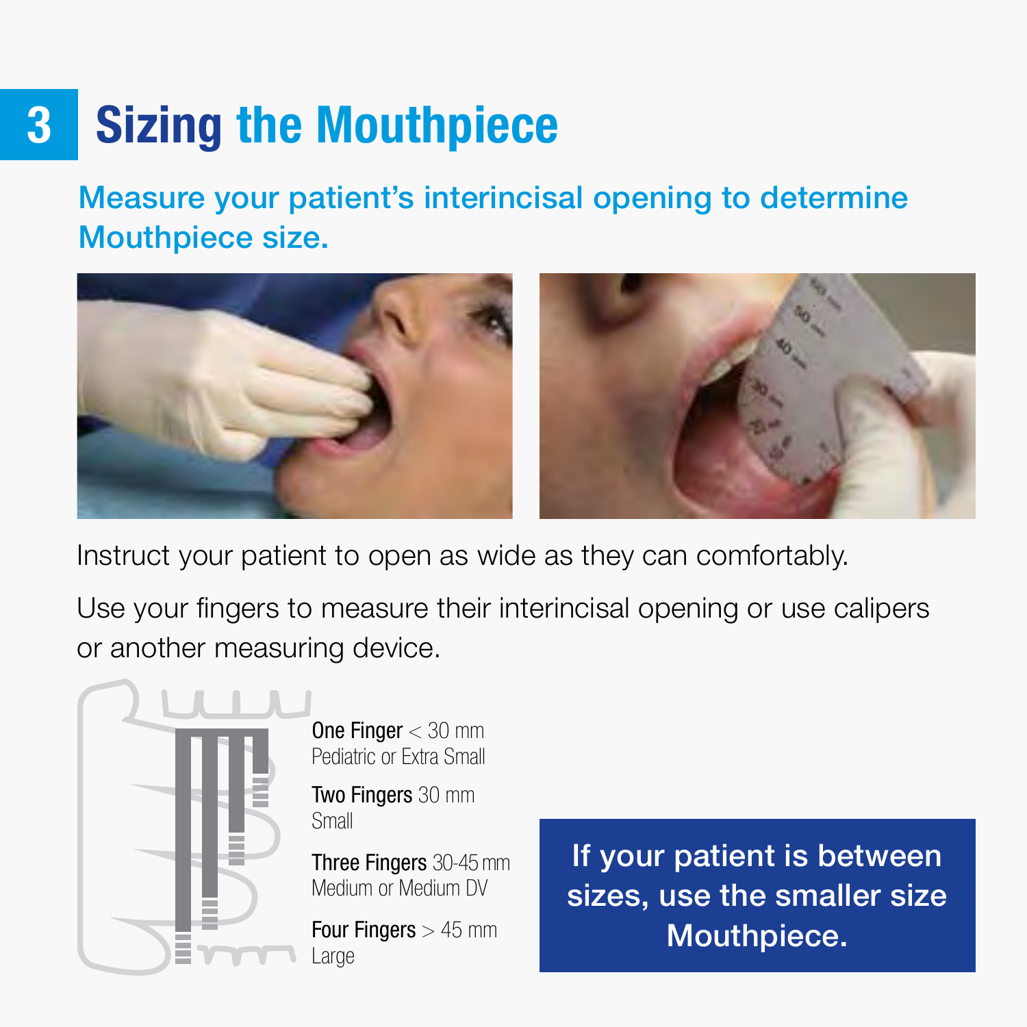# 3 Sizing the Mouthpiece

## Measure your patient's interincisal opening to determine Mouthpiece size.

Instruct your patient to open as wide as they can comfortably.

Use your fingers to measure their interincisal opening or use calipers or another measuring device.

**One Finger** < 30 mm
Pediatric or Extra Small

**Two Fingers** 30 mm
Small

**Three Fingers** 30-45 mm
Medium or Medium DV

**Four Fingers** > 45 mm
Large

**If your patient is between sizes, use the smaller size Mouthpiece.**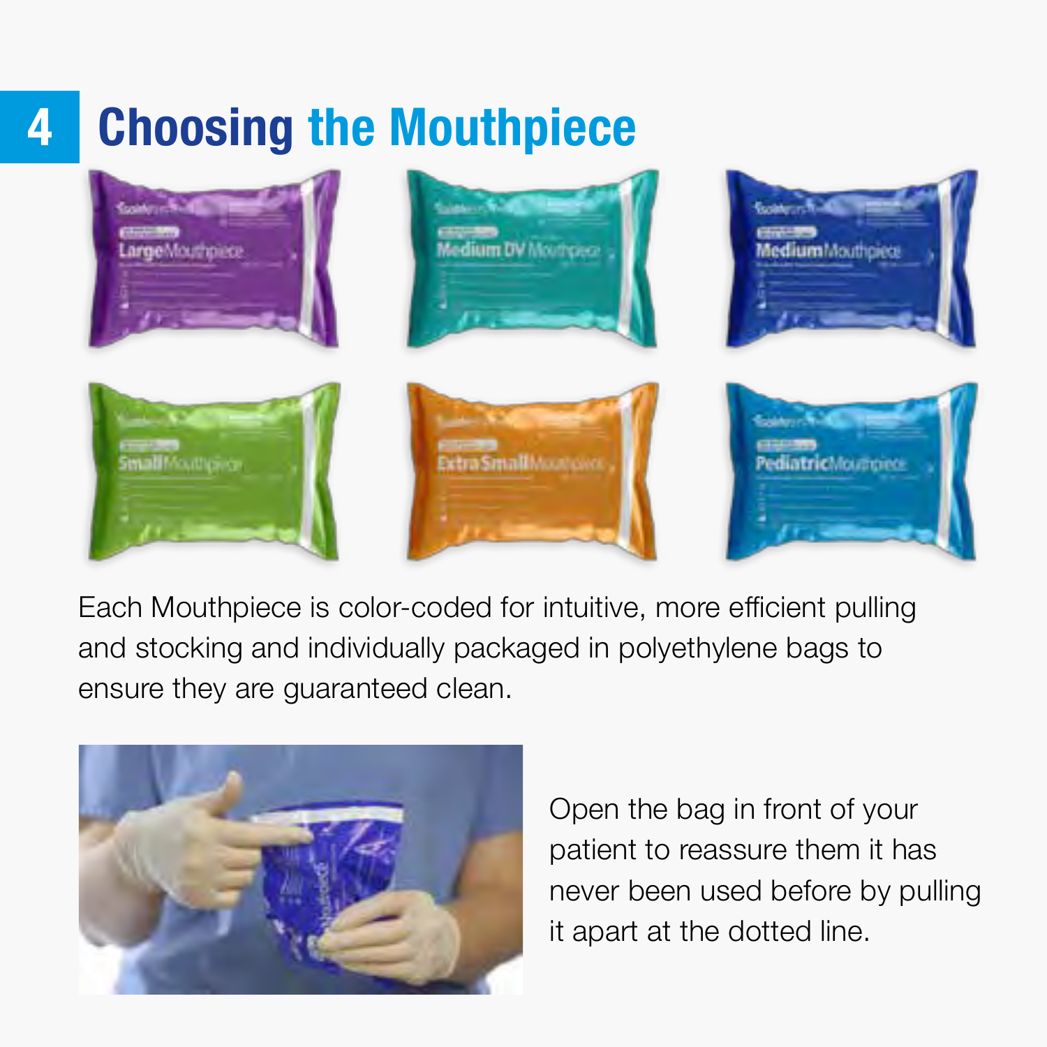# 4 Choosing the Mouthpiece

Each Mouthpiece is color-coded for intuitive, more efficient pulling and stocking and individually packaged in polyethylene bags to ensure they are guaranteed clean.

Open the bag in front of your patient to reassure them it has never been used before by pulling it apart at the dotted line.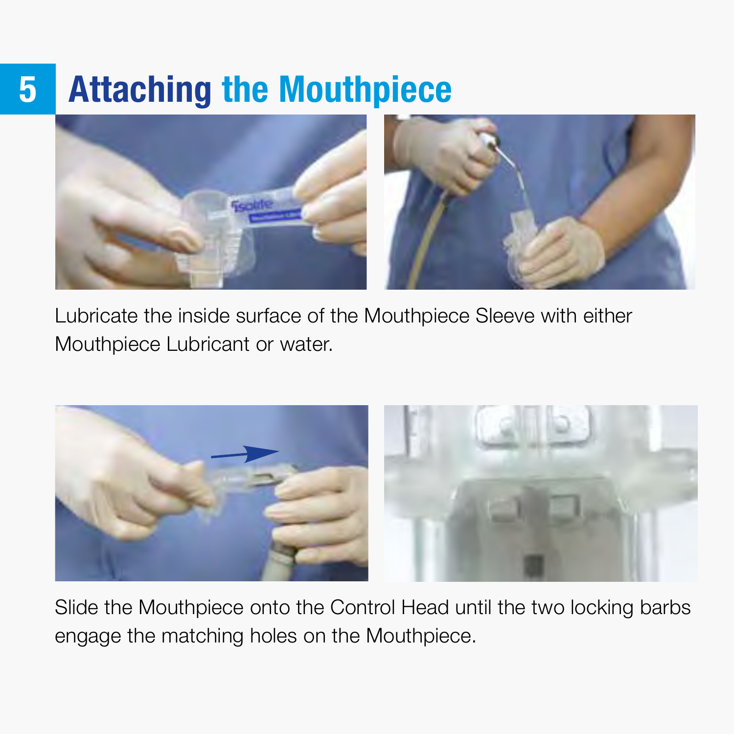# 5 Attaching the Mouthpiece

Lubricate the inside surface of the Mouthpiece Sleeve with either Mouthpiece Lubricant or water.

Slide the Mouthpiece onto the Control Head until the two locking barbs engage the matching holes on the Mouthpiece.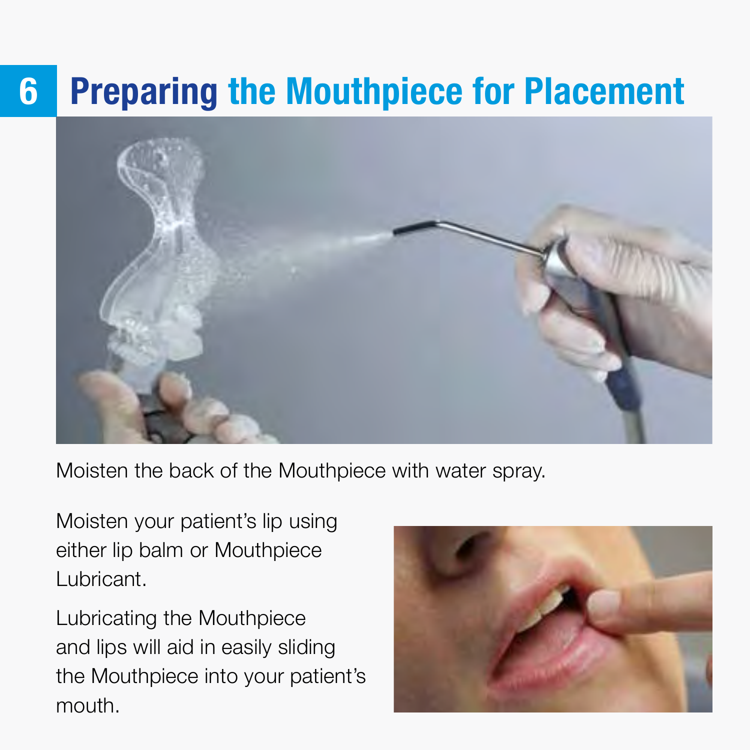# 6 Preparing the Mouthpiece for Placement

Moisten the back of the Mouthpiece with water spray.

Moisten your patient's lip using either lip balm or Mouthpiece Lubricant.

Lubricating the Mouthpiece and lips will aid in easily sliding the Mouthpiece into your patient's mouth.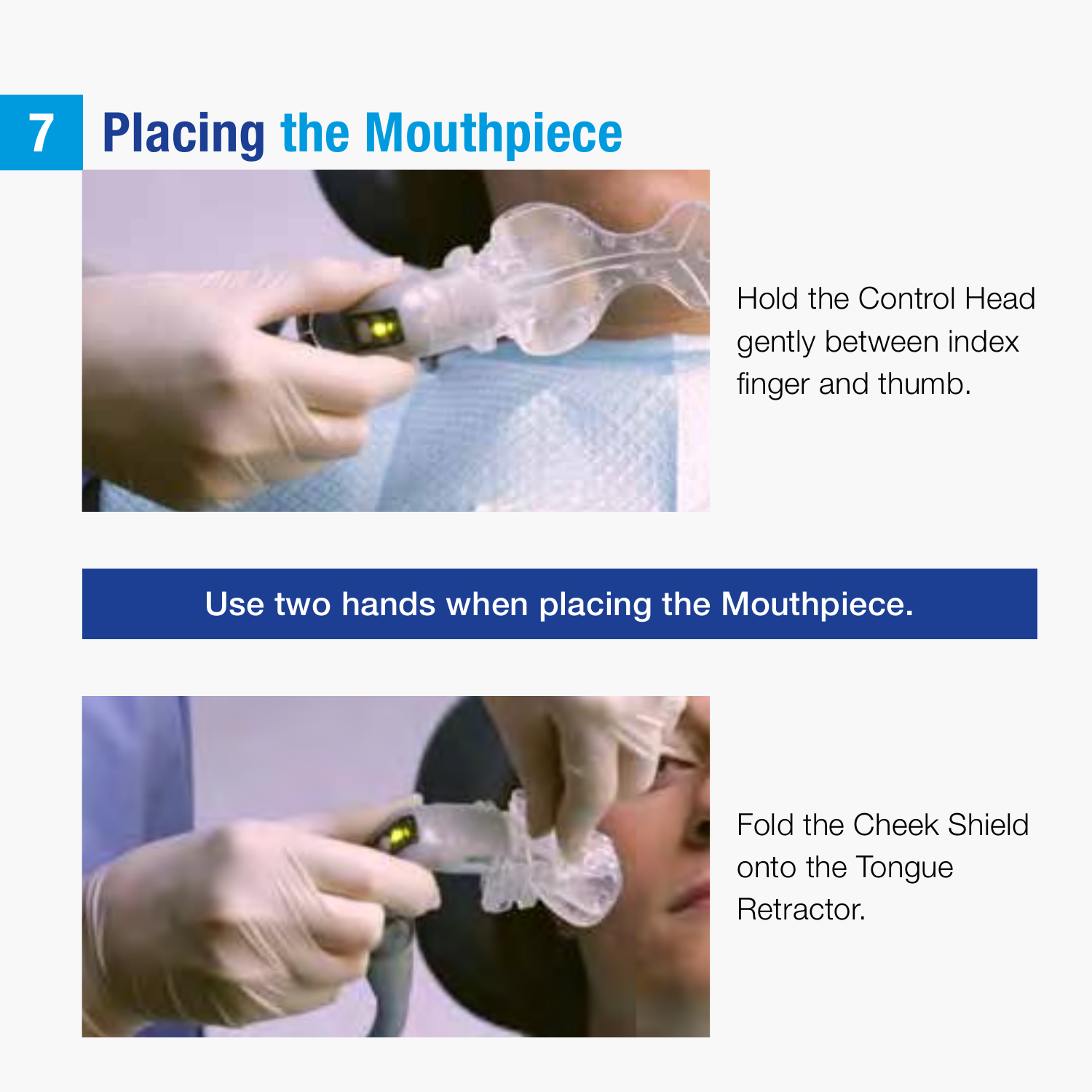# 7 Placing the Mouthpiece

Hold the Control Head gently between index finger and thumb.

**Use two hands when placing the Mouthpiece.**

Fold the Cheek Shield onto the Tongue Retractor.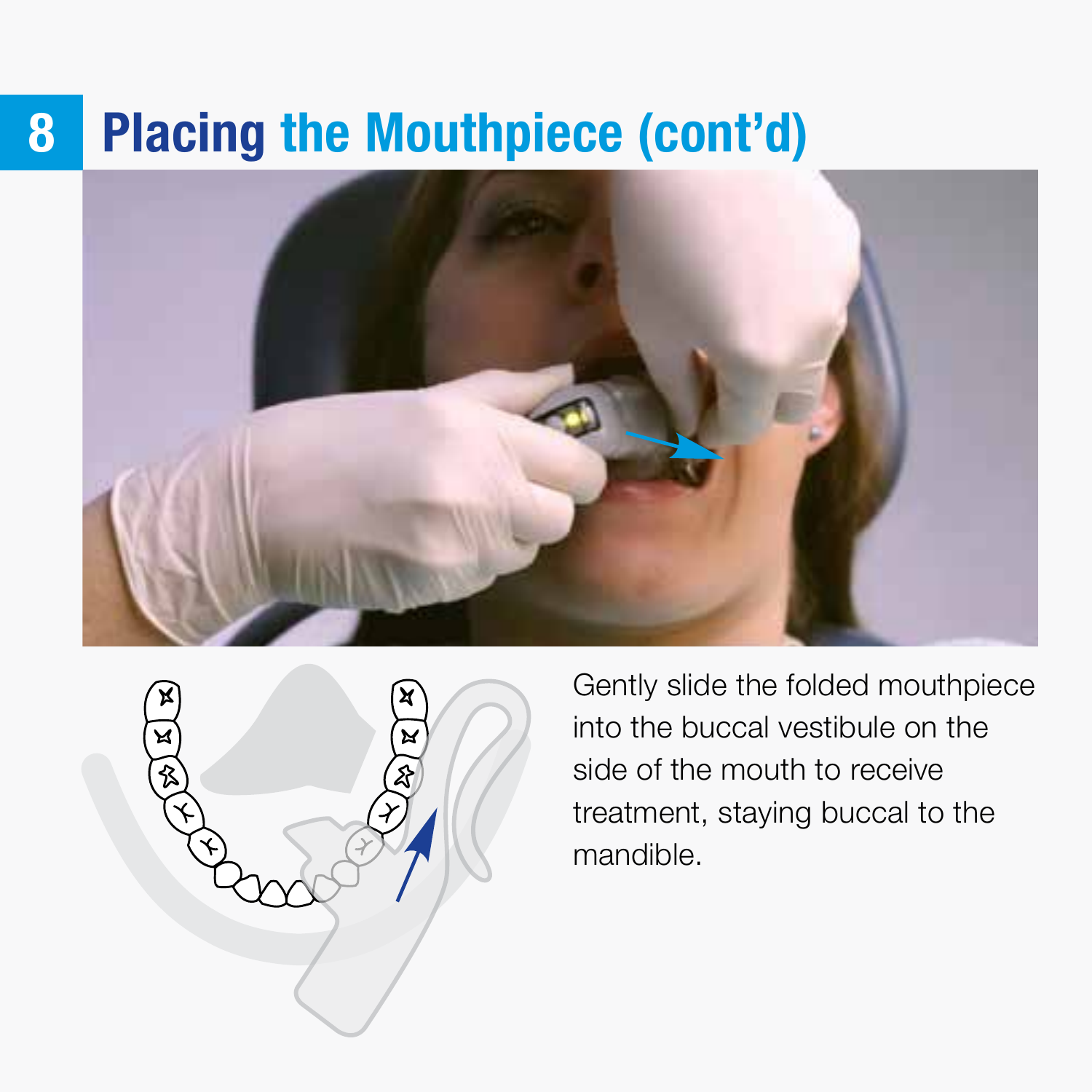# 8 Placing the Mouthpiece (cont'd)

Gently slide the folded mouthpiece into the buccal vestibule on the side of the mouth to receive treatment, staying buccal to the mandible.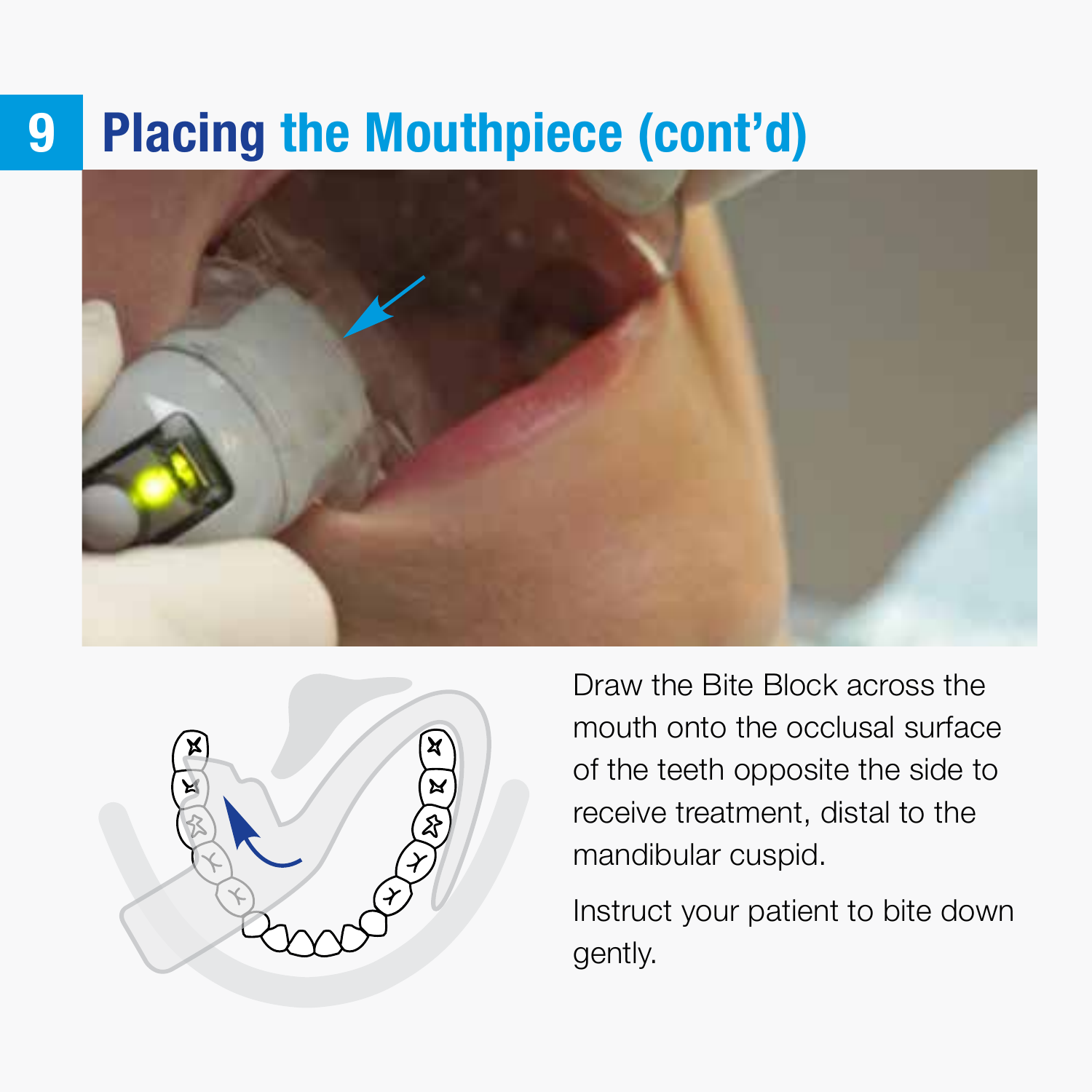# 9 Placing the Mouthpiece (cont'd)

Draw the Bite Block across the mouth onto the occlusal surface of the teeth opposite the side to receive treatment, distal to the mandibular cuspid.

Instruct your patient to bite down gently.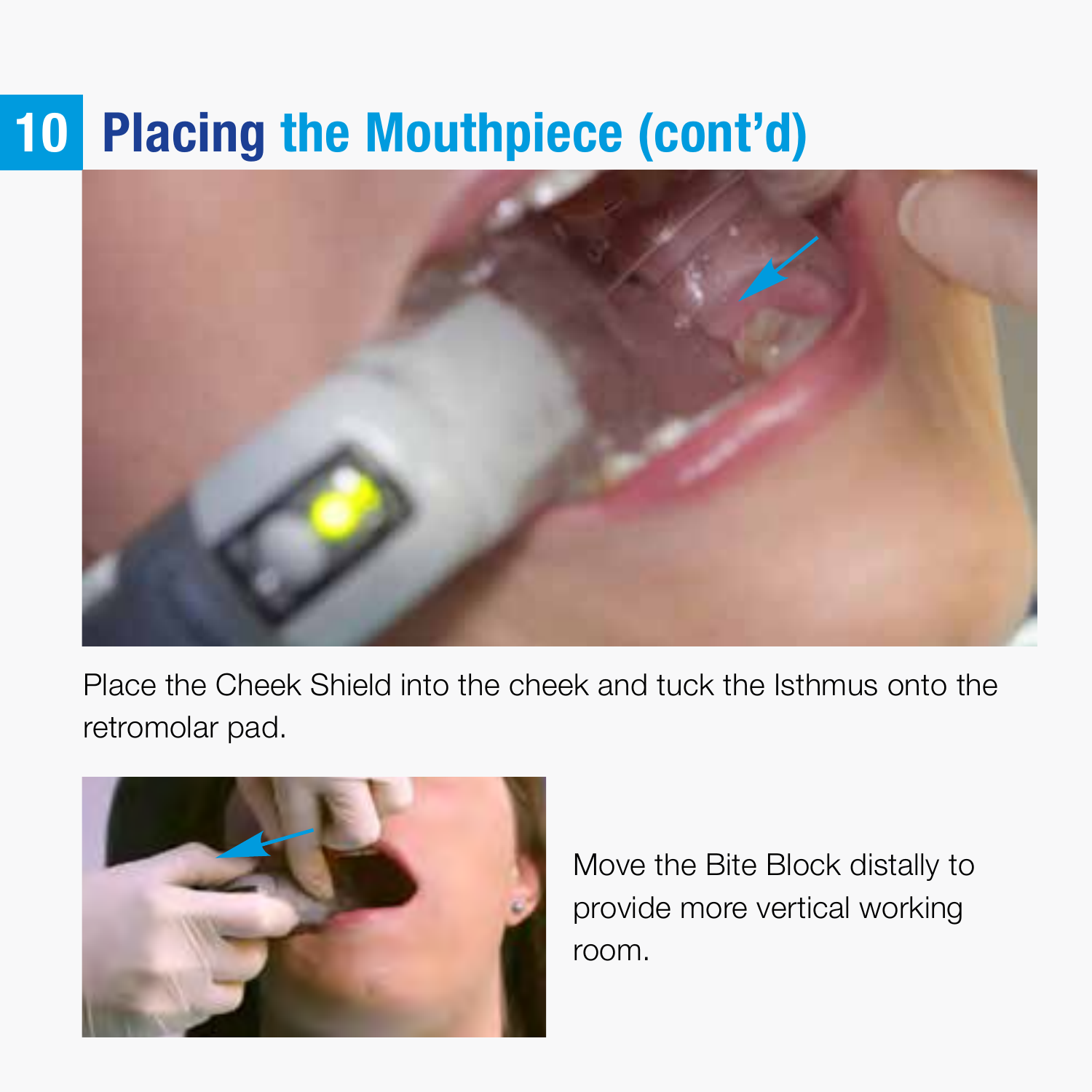# 10 Placing the Mouthpiece (cont'd)

Place the Cheek Shield into the cheek and tuck the Isthmus onto the retromolar pad.

Move the Bite Block distally to provide more vertical working room.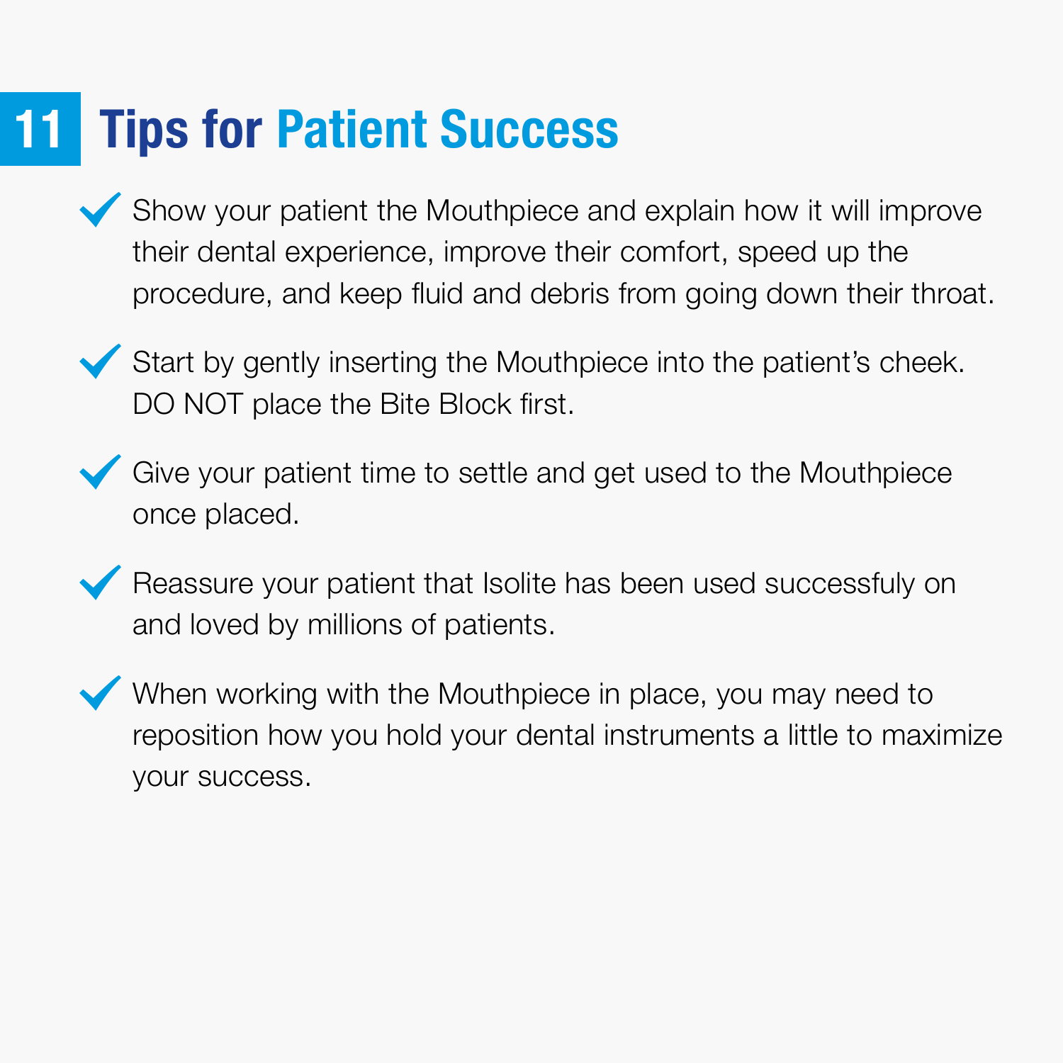# 11 Tips for Patient Success

- Show your patient the Mouthpiece and explain how it will improve their dental experience, improve their comfort, speed up the procedure, and keep fluid and debris from going down their throat.
- Start by gently inserting the Mouthpiece into the patient's cheek. DO NOT place the Bite Block first.
- Give your patient time to settle and get used to the Mouthpiece once placed.
- Reassure your patient that Isolite has been used successfuly on and loved by millions of patients.
- When working with the Mouthpiece in place, you may need to reposition how you hold your dental instruments a little to maximize your success.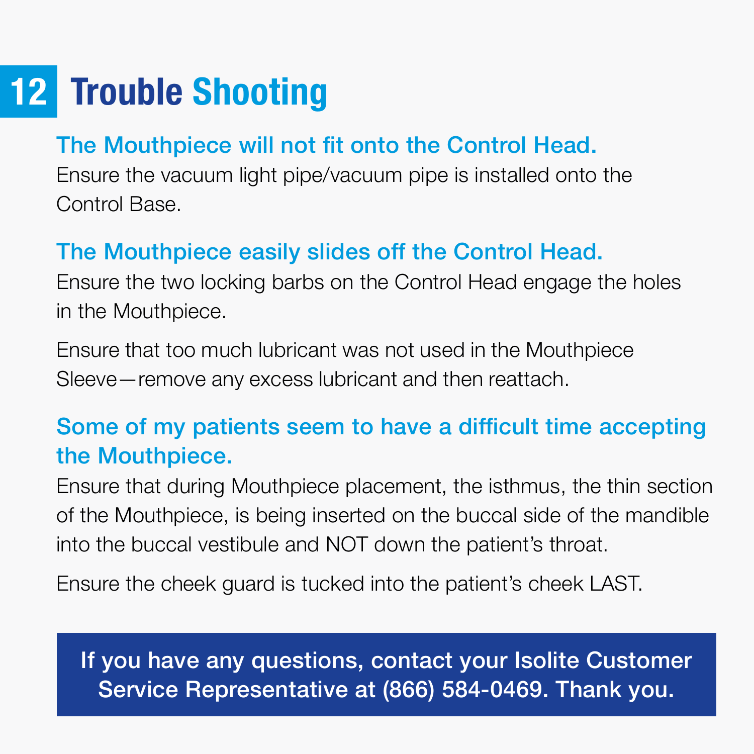# 12 Trouble Shooting

### The Mouthpiece will not fit onto the Control Head.

Ensure the vacuum light pipe/vacuum pipe is installed onto the Control Base.

### The Mouthpiece easily slides off the Control Head.

Ensure the two locking barbs on the Control Head engage the holes in the Mouthpiece.

Ensure that too much lubricant was not used in the Mouthpiece Sleeve—remove any excess lubricant and then reattach.

### Some of my patients seem to have a difficult time accepting the Mouthpiece.

Ensure that during Mouthpiece placement, the isthmus, the thin section of the Mouthpiece, is being inserted on the buccal side of the mandible into the buccal vestibule and NOT down the patient's throat.

Ensure the cheek guard is tucked into the patient's cheek LAST.

**If you have any questions, contact your Isolite Customer Service Representative at (866) 584-0469. Thank you.**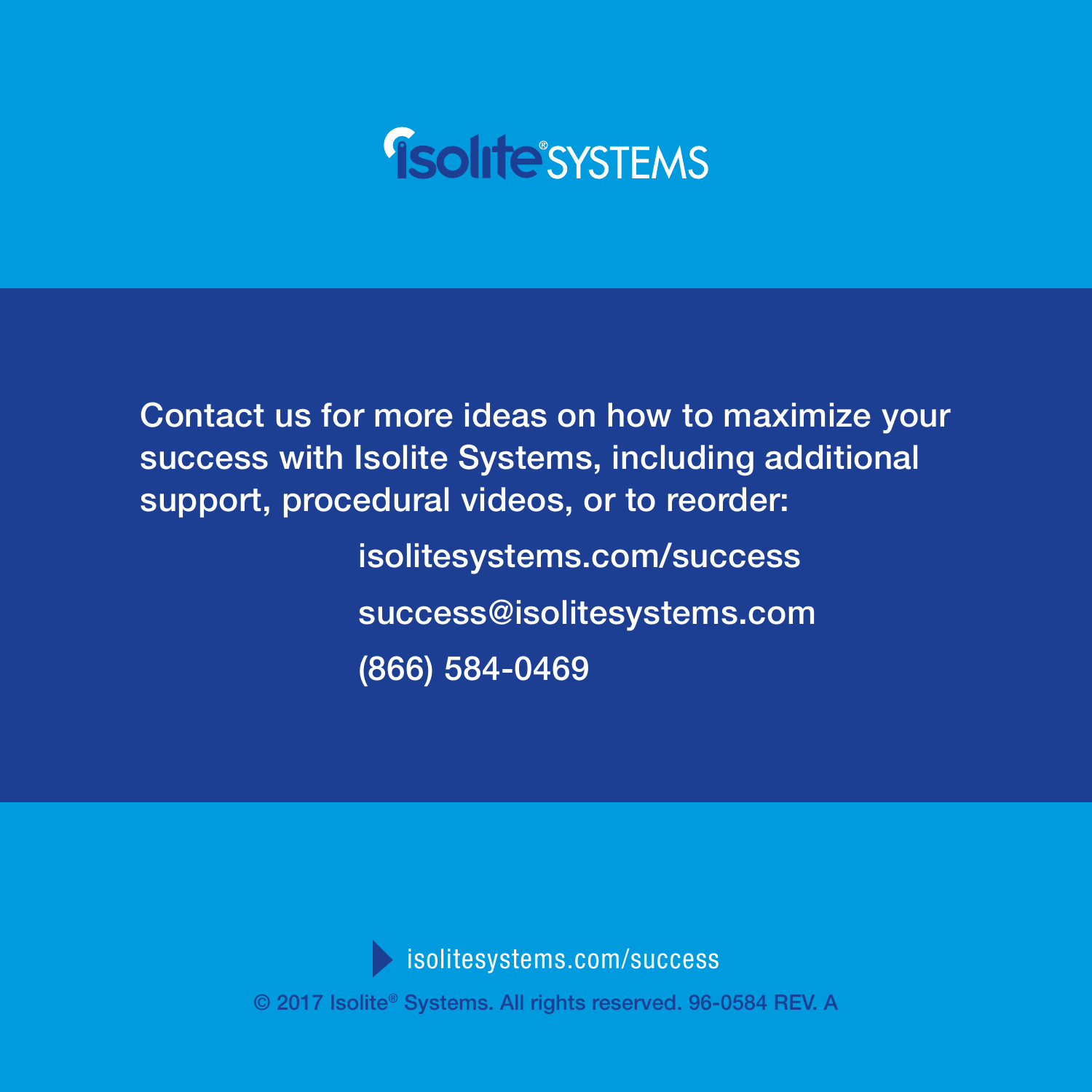Isolite® SYSTEMS

Contact us for more ideas on how to maximize your success with Isolite Systems, including additional support, procedural videos, or to reorder:

isolitesystems.com/success

success@isolitesystems.com

(866) 584-0469

isolitesystems.com/success

© 2017 Isolite® Systems. All rights reserved. 96-0584 REV. A